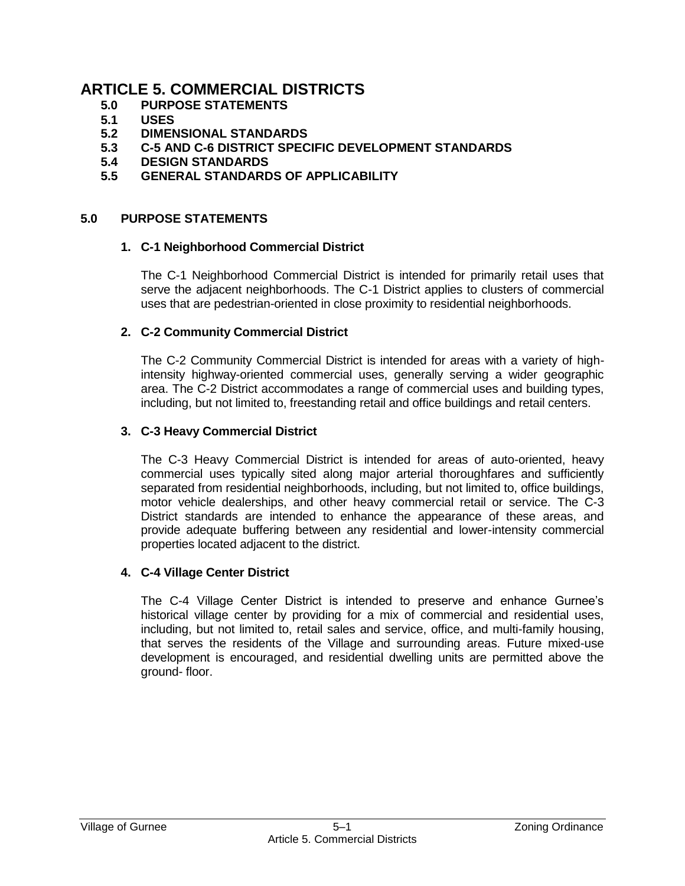# ARTICLE 5. COMMERCIAL DISTRICTS

- **5.0 PURPOSE STATEMENTS**
- **5.1 USES**
- **5.2 DIMENSIONAL STANDARDS**
- **5.3 C-5 AND C-6 DISTRICT SPECIFIC DEVELOPMENT STANDARDS**
- **5.4 DESIGN STANDARDS**
- **5.5 GENERAL STANDARDS OF APPLICABILITY**

## 5.0 PURPOSE STATEMENTS

### 1. C-1 Neighborhood Commercial District

The C-1 Neighborhood Commercial District is intended for primarily retail uses that serve the adjacent neighborhoods. The C-1 District applies to clusters of commercial uses that are pedestrian-oriented in close proximity to residential neighborhoods.

### 2. C-2 Community Commercial District

The C-2 Community Commercial District is intended for areas with a variety of high-intensity highway-oriented commercial uses, generally serving a wider geographic area. The C-2 District accommodates a range of commercial uses and building types, including, but not limited to, freestanding retail and office buildings and retail centers.

### 3. C-3 Heavy Commercial District

The C-3 Heavy Commercial District is intended for areas of auto-oriented, heavy commercial uses typically sited along major arterial thoroughfares and sufficiently separated from residential neighborhoods, including, but not limited to, office buildings, motor vehicle dealerships, and other heavy commercial retail or service. The C-3 District standards are intended to enhance the appearance of these areas, and provide adequate buffering between any residential and lower-intensity commercial properties located adjacent to the district.

### 4. C-4 Village Center District

The C-4 Village Center District is intended to preserve and enhance Gurnee's historical village center by providing for a mix of commercial and residential uses, including, but not limited to, retail sales and service, office, and multi-family housing, that serves the residents of the Village and surrounding areas. Future mixed-use development is encouraged, and residential dwelling units are permitted above the ground- floor.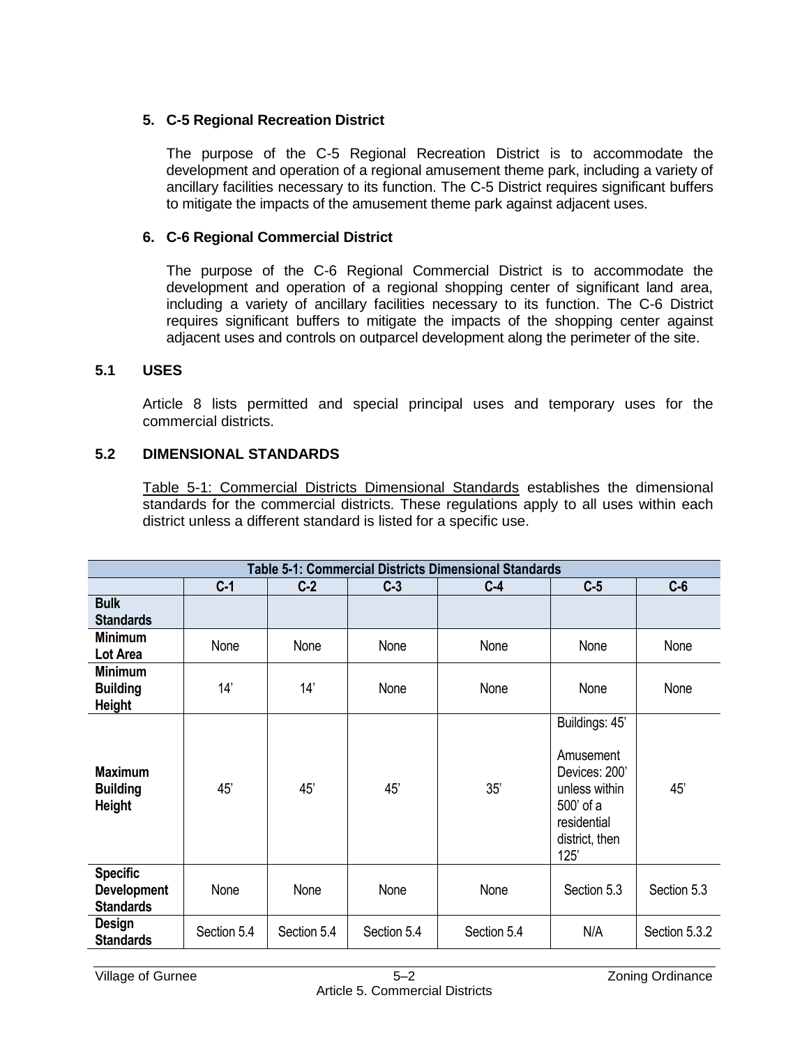### 5. C-5 Regional Recreation District

The purpose of the C-5 Regional Recreation District is to accommodate the development and operation of a regional amusement theme park, including a variety of ancillary facilities necessary to its function. The C-5 District requires significant buffers to mitigate the impacts of the amusement theme park against adjacent uses.

### 6. C-6 Regional Commercial District

The purpose of the C-6 Regional Commercial District is to accommodate the development and operation of a regional shopping center of significant land area, including a variety of ancillary facilities necessary to its function. The C-6 District requires significant buffers to mitigate the impacts of the shopping center against adjacent uses and controls on outparcel development along the perimeter of the site.

## 5.1 USES

Article 8 lists permitted and special principal uses and temporary uses for the commercial districts.

## 5.2 DIMENSIONAL STANDARDS

Table 5-1: Commercial Districts Dimensional Standards establishes the dimensional standards for the commercial districts. These regulations apply to all uses within each district unless a different standard is listed for a specific use.

**Table 5-1: Commercial Districts Dimensional Standards**

| | C-1 | C-2 | C-3 | C-4 | C-5 | C-6 |
|---|---|---|---|---|---|---|
| **Bulk Standards** | | | | | | |
| **Minimum Lot Area** | None | None | None | None | None | None |
| **Minimum Building Height** | 14' | 14' | None | None | None | None |
| **Maximum Building Height** | 45' | 45' | 45' | 35' | Buildings: 45'<br><br>Amusement Devices: 200' unless within 500' of a residential district, then 125' | 45' |
| **Specific Development Standards** | None | None | None | None | Section 5.3 | Section 5.3 |
| **Design Standards** | Section 5.4 | Section 5.4 | Section 5.4 | Section 5.4 | N/A | Section 5.3.2 |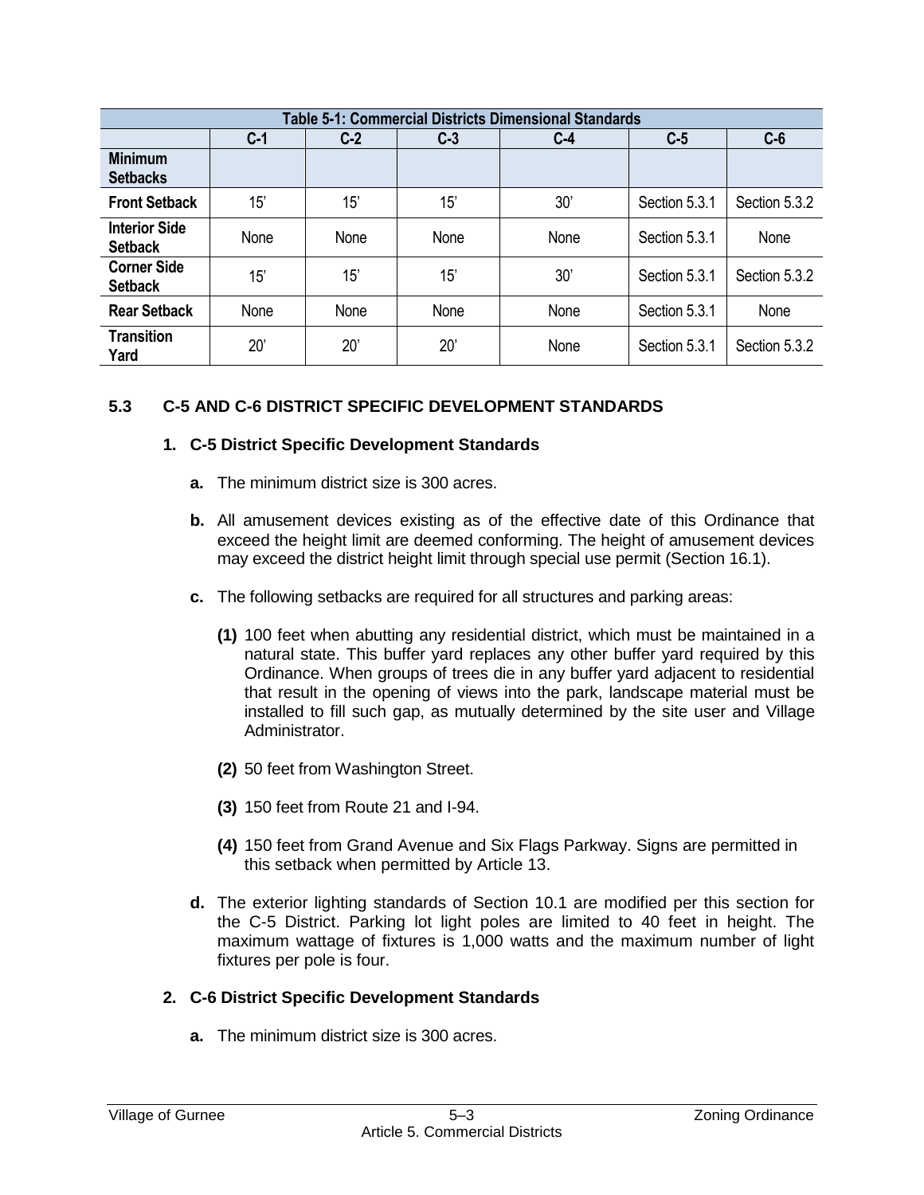| Table 5-1: Commercial Districts Dimensional Standards | | | | | | |
|---|---|---|---|---|---|---|
| | **C-1** | **C-2** | **C-3** | **C-4** | **C-5** | **C-6** |
| **Minimum Setbacks** | | | | | | |
| **Front Setback** | 15' | 15' | 15' | 30' | Section 5.3.1 | Section 5.3.2 |
| **Interior Side Setback** | None | None | None | None | Section 5.3.1 | None |
| **Corner Side Setback** | 15' | 15' | 15' | 30' | Section 5.3.1 | Section 5.3.2 |
| **Rear Setback** | None | None | None | None | Section 5.3.1 | None |
| **Transition Yard** | 20' | 20' | 20' | None | Section 5.3.1 | Section 5.3.2 |

## 5.3 C-5 AND C-6 DISTRICT SPECIFIC DEVELOPMENT STANDARDS

### 1. C-5 District Specific Development Standards

**a.** The minimum district size is 300 acres.

**b.** All amusement devices existing as of the effective date of this Ordinance that exceed the height limit are deemed conforming. The height of amusement devices may exceed the district height limit through special use permit (Section 16.1).

**c.** The following setbacks are required for all structures and parking areas:

**(1)** 100 feet when abutting any residential district, which must be maintained in a natural state. This buffer yard replaces any other buffer yard required by this Ordinance. When groups of trees die in any buffer yard adjacent to residential that result in the opening of views into the park, landscape material must be installed to fill such gap, as mutually determined by the site user and Village Administrator.

**(2)** 50 feet from Washington Street.

**(3)** 150 feet from Route 21 and I-94.

**(4)** 150 feet from Grand Avenue and Six Flags Parkway. Signs are permitted in this setback when permitted by Article 13.

**d.** The exterior lighting standards of Section 10.1 are modified per this section for the C-5 District. Parking lot light poles are limited to 40 feet in height. The maximum wattage of fixtures is 1,000 watts and the maximum number of light fixtures per pole is four.

### 2. C-6 District Specific Development Standards

**a.** The minimum district size is 300 acres.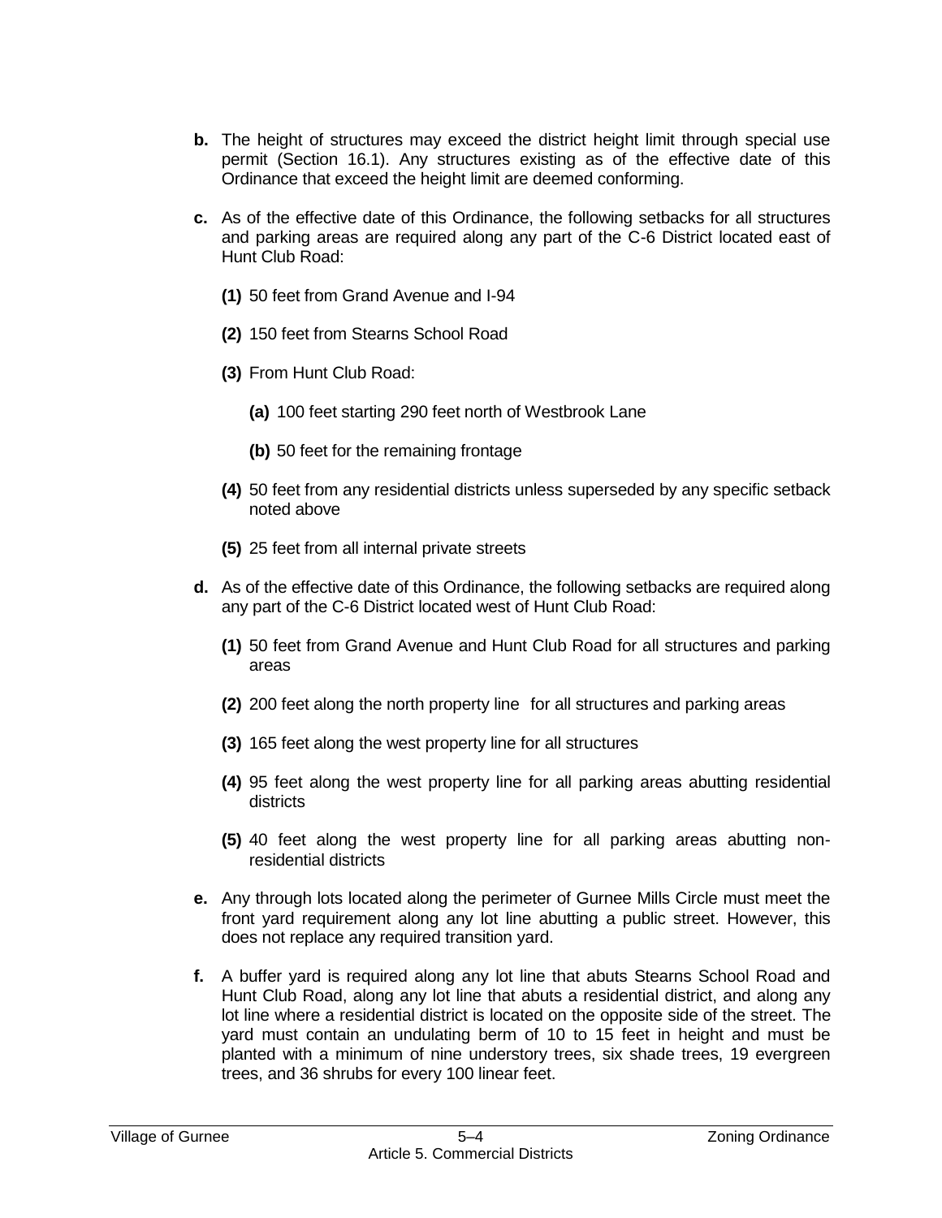**b.** The height of structures may exceed the district height limit through special use permit (Section 16.1). Any structures existing as of the effective date of this Ordinance that exceed the height limit are deemed conforming.

**c.** As of the effective date of this Ordinance, the following setbacks for all structures and parking areas are required along any part of the C-6 District located east of Hunt Club Road:

- **(1)** 50 feet from Grand Avenue and I-94
- **(2)** 150 feet from Stearns School Road
- **(3)** From Hunt Club Road:
  - **(a)** 100 feet starting 290 feet north of Westbrook Lane
  - **(b)** 50 feet for the remaining frontage
- **(4)** 50 feet from any residential districts unless superseded by any specific setback noted above
- **(5)** 25 feet from all internal private streets

**d.** As of the effective date of this Ordinance, the following setbacks are required along any part of the C-6 District located west of Hunt Club Road:

- **(1)** 50 feet from Grand Avenue and Hunt Club Road for all structures and parking areas
- **(2)** 200 feet along the north property line for all structures and parking areas
- **(3)** 165 feet along the west property line for all structures
- **(4)** 95 feet along the west property line for all parking areas abutting residential districts
- **(5)** 40 feet along the west property line for all parking areas abutting non-residential districts

**e.** Any through lots located along the perimeter of Gurnee Mills Circle must meet the front yard requirement along any lot line abutting a public street. However, this does not replace any required transition yard.

**f.** A buffer yard is required along any lot line that abuts Stearns School Road and Hunt Club Road, along any lot line that abuts a residential district, and along any lot line where a residential district is located on the opposite side of the street. The yard must contain an undulating berm of 10 to 15 feet in height and must be planted with a minimum of nine understory trees, six shade trees, 19 evergreen trees, and 36 shrubs for every 100 linear feet.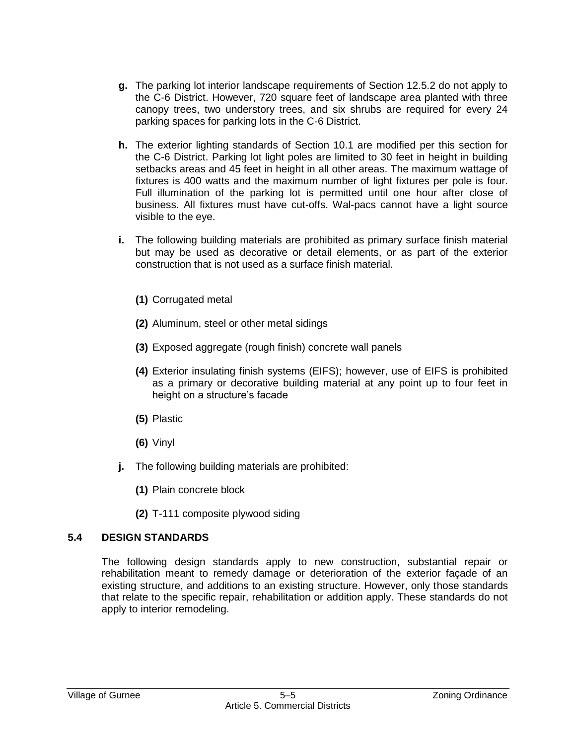**g.** The parking lot interior landscape requirements of Section 12.5.2 do not apply to the C-6 District. However, 720 square feet of landscape area planted with three canopy trees, two understory trees, and six shrubs are required for every 24 parking spaces for parking lots in the C-6 District.

**h.** The exterior lighting standards of Section 10.1 are modified per this section for the C-6 District. Parking lot light poles are limited to 30 feet in height in building setbacks areas and 45 feet in height in all other areas. The maximum wattage of fixtures is 400 watts and the maximum number of light fixtures per pole is four. Full illumination of the parking lot is permitted until one hour after close of business. All fixtures must have cut-offs. Wal-pacs cannot have a light source visible to the eye.

**i.** The following building materials are prohibited as primary surface finish material but may be used as decorative or detail elements, or as part of the exterior construction that is not used as a surface finish material.

**(1)** Corrugated metal

**(2)** Aluminum, steel or other metal sidings

**(3)** Exposed aggregate (rough finish) concrete wall panels

**(4)** Exterior insulating finish systems (EIFS); however, use of EIFS is prohibited as a primary or decorative building material at any point up to four feet in height on a structure's facade

**(5)** Plastic

**(6)** Vinyl

**j.** The following building materials are prohibited:

**(1)** Plain concrete block

**(2)** T-111 composite plywood siding

## 5.4 DESIGN STANDARDS

The following design standards apply to new construction, substantial repair or rehabilitation meant to remedy damage or deterioration of the exterior façade of an existing structure, and additions to an existing structure. However, only those standards that relate to the specific repair, rehabilitation or addition apply. These standards do not apply to interior remodeling.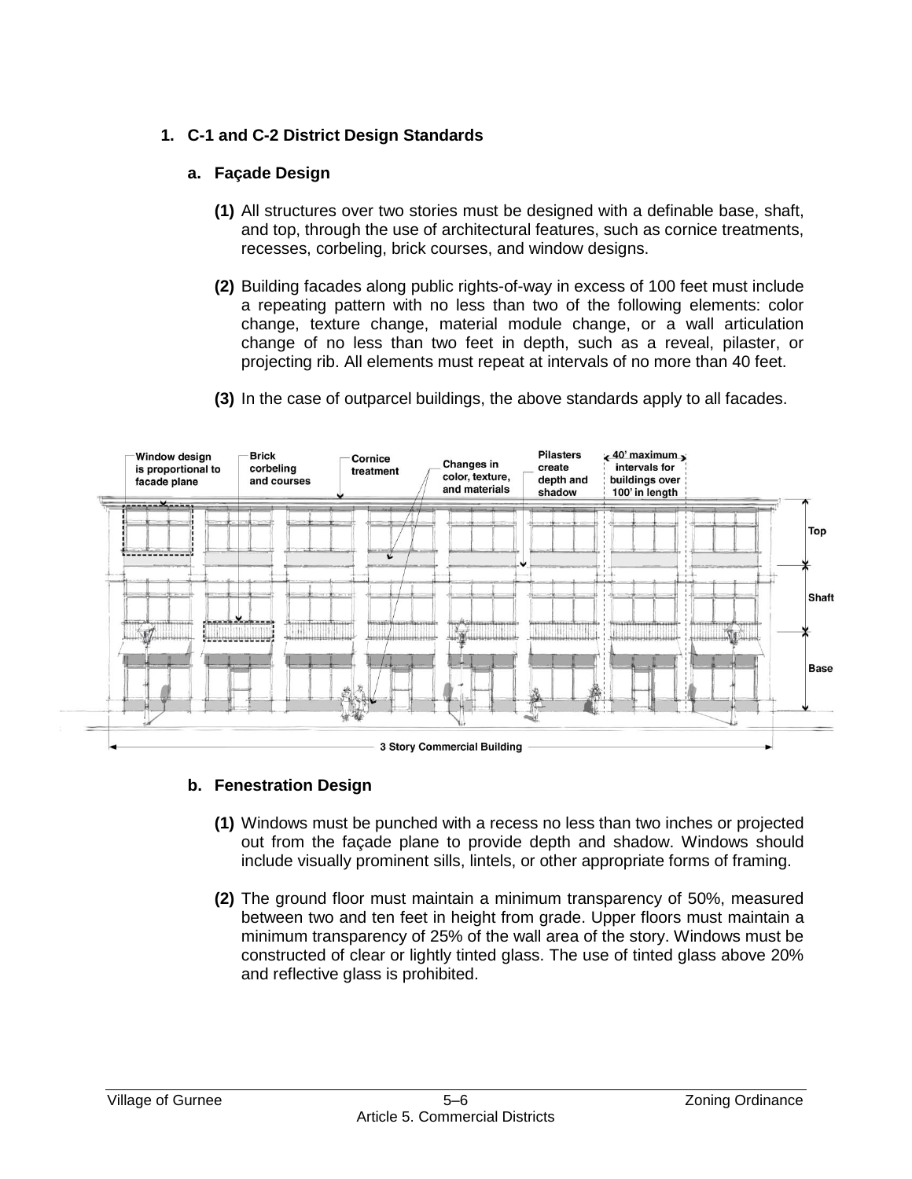## 1. C-1 and C-2 District Design Standards

### a. Façade Design

**(1)** All structures over two stories must be designed with a definable base, shaft, and top, through the use of architectural features, such as cornice treatments, recesses, corbeling, brick courses, and window designs.

**(2)** Building facades along public rights-of-way in excess of 100 feet must include a repeating pattern with no less than two of the following elements: color change, texture change, material module change, or a wall articulation change of no less than two feet in depth, such as a reveal, pilaster, or projecting rib. All elements must repeat at intervals of no more than 40 feet.

**(3)** In the case of outparcel buildings, the above standards apply to all facades.

Window design is proportional to facade plane | Brick corbeling and courses | Cornice treatment | Changes in color, texture, and materials | Pilasters create depth and shadow | 40' maximum intervals for buildings over 100' in length | Top | Shaft | Base | 3 Story Commercial Building

### b. Fenestration Design

**(1)** Windows must be punched with a recess no less than two inches or projected out from the façade plane to provide depth and shadow. Windows should include visually prominent sills, lintels, or other appropriate forms of framing.

**(2)** The ground floor must maintain a minimum transparency of 50%, measured between two and ten feet in height from grade. Upper floors must maintain a minimum transparency of 25% of the wall area of the story. Windows must be constructed of clear or lightly tinted glass. The use of tinted glass above 20% and reflective glass is prohibited.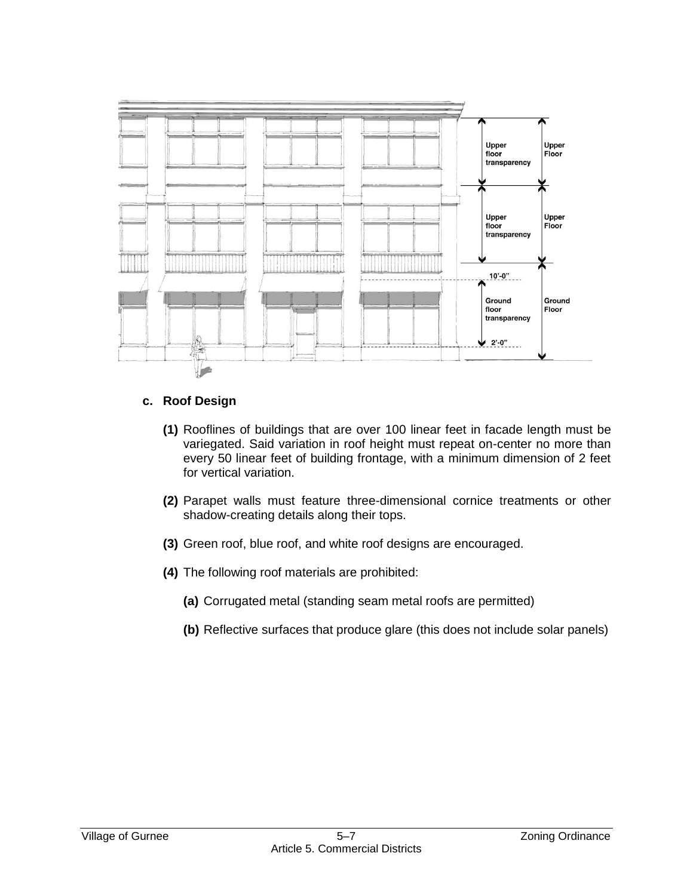**c. Roof Design**

**(1)** Rooflines of buildings that are over 100 linear feet in facade length must be variegated. Said variation in roof height must repeat on-center no more than every 50 linear feet of building frontage, with a minimum dimension of 2 feet for vertical variation.

**(2)** Parapet walls must feature three-dimensional cornice treatments or other shadow-creating details along their tops.

**(3)** Green roof, blue roof, and white roof designs are encouraged.

**(4)** The following roof materials are prohibited:

**(a)** Corrugated metal (standing seam metal roofs are permitted)

**(b)** Reflective surfaces that produce glare (this does not include solar panels)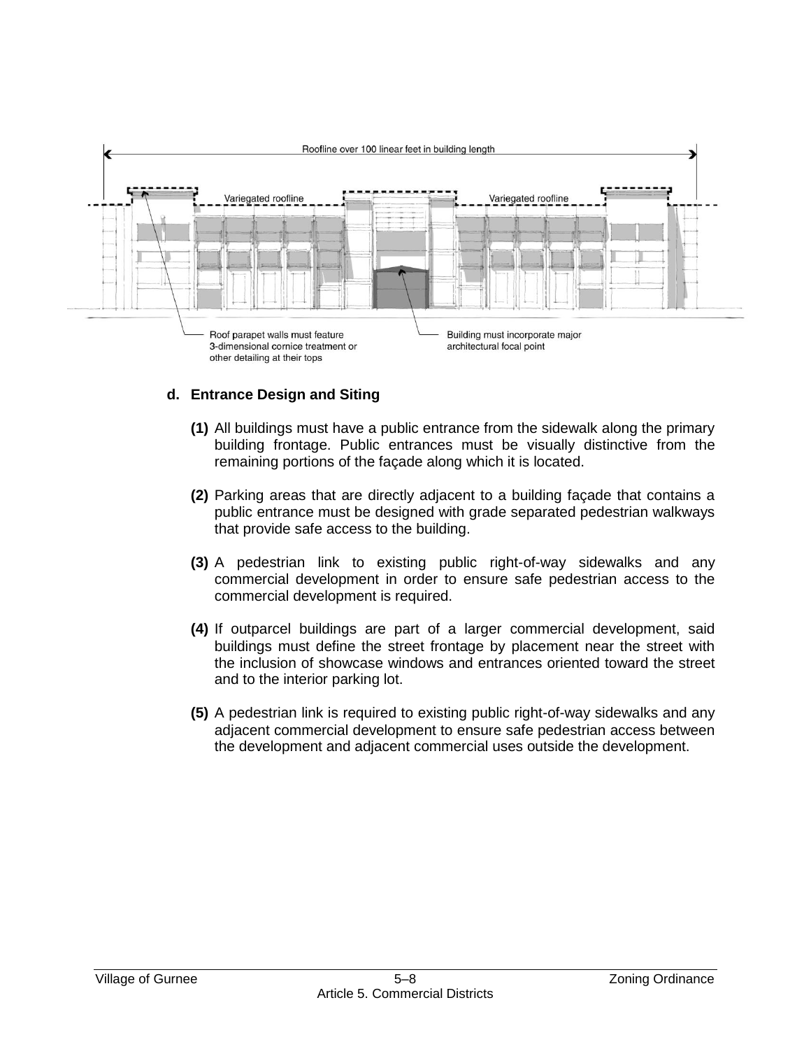Roofline over 100 linear feet in building length

Variegated roofline

Variegated roofline

Roof parapet walls must feature 3-dimensional cornice treatment or other detailing at their tops

Building must incorporate major architectural focal point

**d. Entrance Design and Siting**

**(1)** All buildings must have a public entrance from the sidewalk along the primary building frontage. Public entrances must be visually distinctive from the remaining portions of the façade along which it is located.

**(2)** Parking areas that are directly adjacent to a building façade that contains a public entrance must be designed with grade separated pedestrian walkways that provide safe access to the building.

**(3)** A pedestrian link to existing public right-of-way sidewalks and any commercial development in order to ensure safe pedestrian access to the commercial development is required.

**(4)** If outparcel buildings are part of a larger commercial development, said buildings must define the street frontage by placement near the street with the inclusion of showcase windows and entrances oriented toward the street and to the interior parking lot.

**(5)** A pedestrian link is required to existing public right-of-way sidewalks and any adjacent commercial development to ensure safe pedestrian access between the development and adjacent commercial uses outside the development.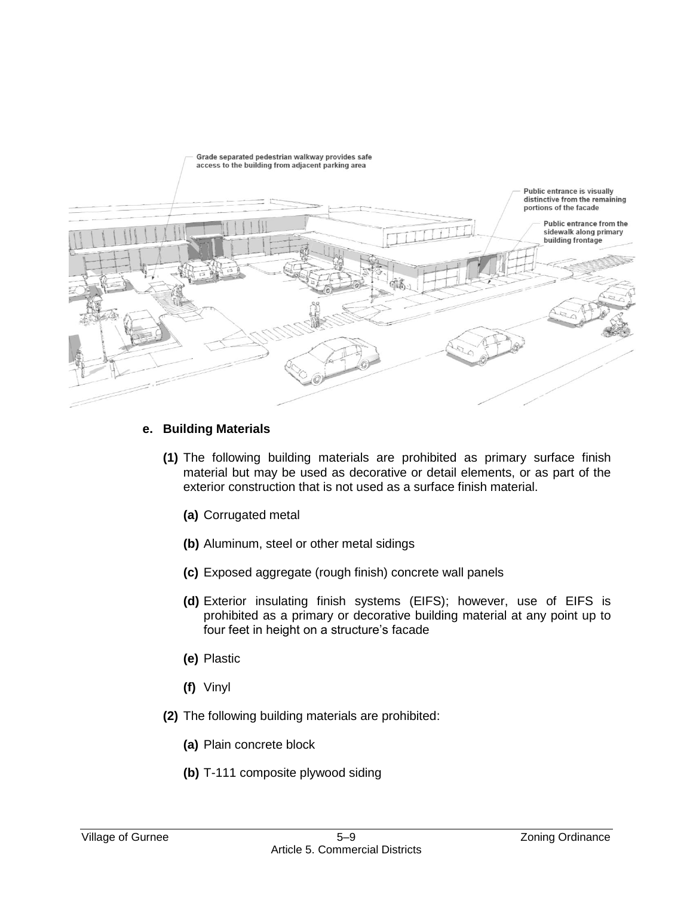Grade separated pedestrian walkway provides safe access to the building from adjacent parking area

Public entrance is visually distinctive from the remaining portions of the facade

Public entrance from the sidewalk along primary building frontage

**e. Building Materials**

**(1)** The following building materials are prohibited as primary surface finish material but may be used as decorative or detail elements, or as part of the exterior construction that is not used as a surface finish material.

**(a)** Corrugated metal

**(b)** Aluminum, steel or other metal sidings

**(c)** Exposed aggregate (rough finish) concrete wall panels

**(d)** Exterior insulating finish systems (EIFS); however, use of EIFS is prohibited as a primary or decorative building material at any point up to four feet in height on a structure's facade

**(e)** Plastic

**(f)** Vinyl

**(2)** The following building materials are prohibited:

**(a)** Plain concrete block

**(b)** T-111 composite plywood siding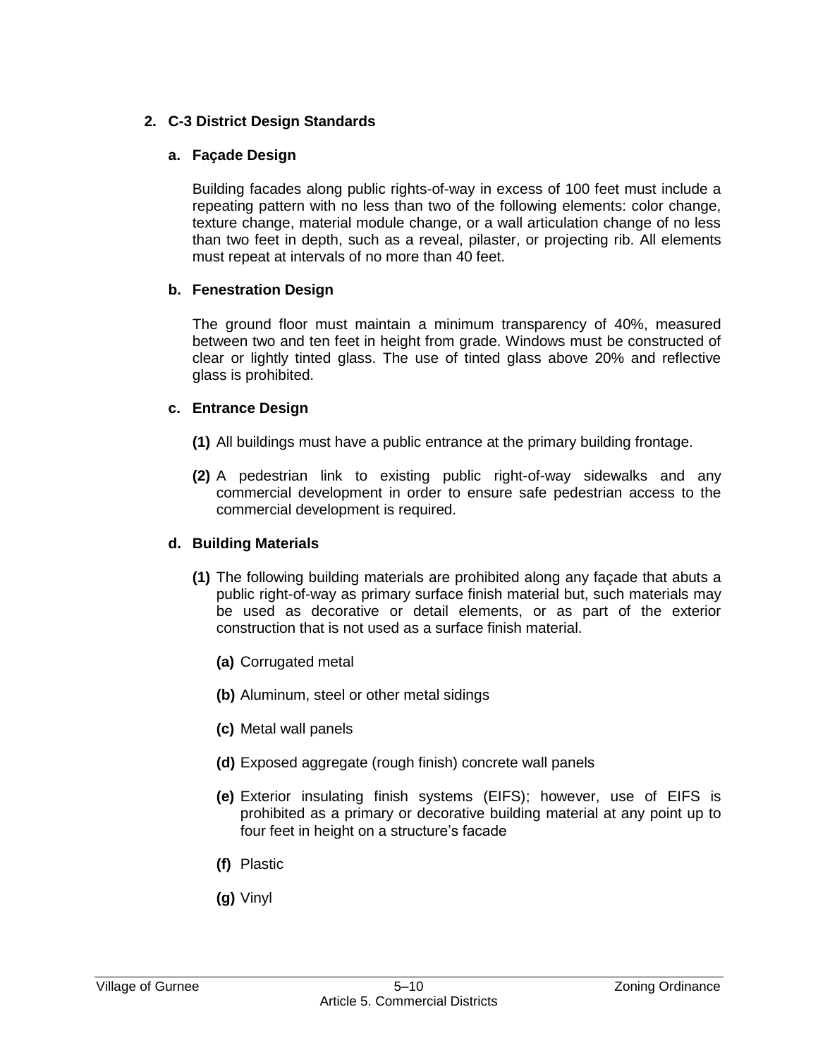## 2. C-3 District Design Standards

### a. Façade Design

Building facades along public rights-of-way in excess of 100 feet must include a repeating pattern with no less than two of the following elements: color change, texture change, material module change, or a wall articulation change of no less than two feet in depth, such as a reveal, pilaster, or projecting rib. All elements must repeat at intervals of no more than 40 feet.

### b. Fenestration Design

The ground floor must maintain a minimum transparency of 40%, measured between two and ten feet in height from grade. Windows must be constructed of clear or lightly tinted glass. The use of tinted glass above 20% and reflective glass is prohibited.

### c. Entrance Design

**(1)** All buildings must have a public entrance at the primary building frontage.

**(2)** A pedestrian link to existing public right-of-way sidewalks and any commercial development in order to ensure safe pedestrian access to the commercial development is required.

### d. Building Materials

**(1)** The following building materials are prohibited along any façade that abuts a public right-of-way as primary surface finish material but, such materials may be used as decorative or detail elements, or as part of the exterior construction that is not used as a surface finish material.

**(a)** Corrugated metal

**(b)** Aluminum, steel or other metal sidings

**(c)** Metal wall panels

**(d)** Exposed aggregate (rough finish) concrete wall panels

**(e)** Exterior insulating finish systems (EIFS); however, use of EIFS is prohibited as a primary or decorative building material at any point up to four feet in height on a structure's facade

**(f)** Plastic

**(g)** Vinyl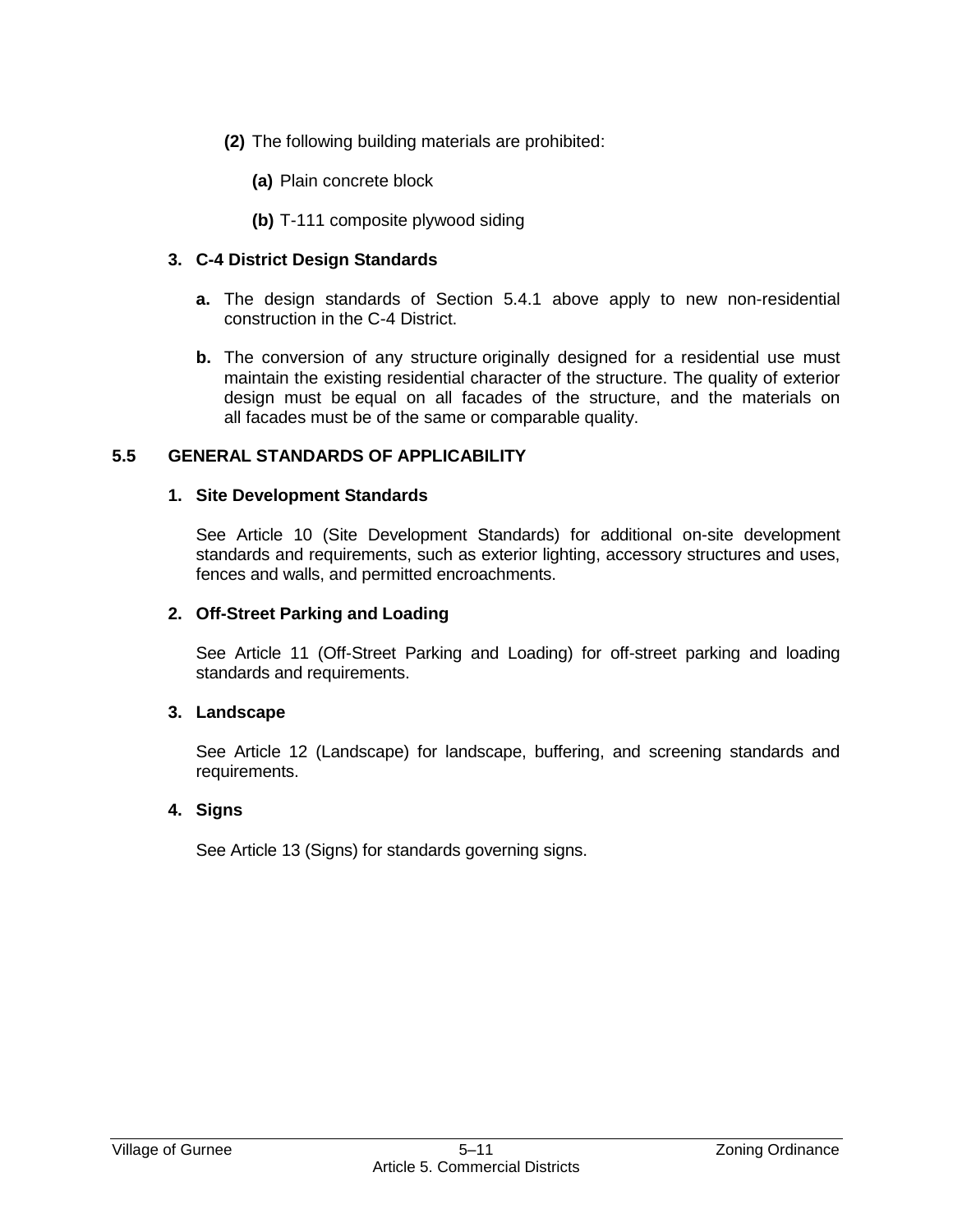**(2)** The following building materials are prohibited:

**(a)** Plain concrete block

**(b)** T-111 composite plywood siding

**3. C-4 District Design Standards**

**a.** The design standards of Section 5.4.1 above apply to new non-residential construction in the C-4 District.

**b.** The conversion of any structure originally designed for a residential use must maintain the existing residential character of the structure. The quality of exterior design must be equal on all facades of the structure, and the materials on all facades must be of the same or comparable quality.

## 5.5 GENERAL STANDARDS OF APPLICABILITY

**1. Site Development Standards**

See Article 10 (Site Development Standards) for additional on-site development standards and requirements, such as exterior lighting, accessory structures and uses, fences and walls, and permitted encroachments.

**2. Off-Street Parking and Loading**

See Article 11 (Off-Street Parking and Loading) for off-street parking and loading standards and requirements.

**3. Landscape**

See Article 12 (Landscape) for landscape, buffering, and screening standards and requirements.

**4. Signs**

See Article 13 (Signs) for standards governing signs.